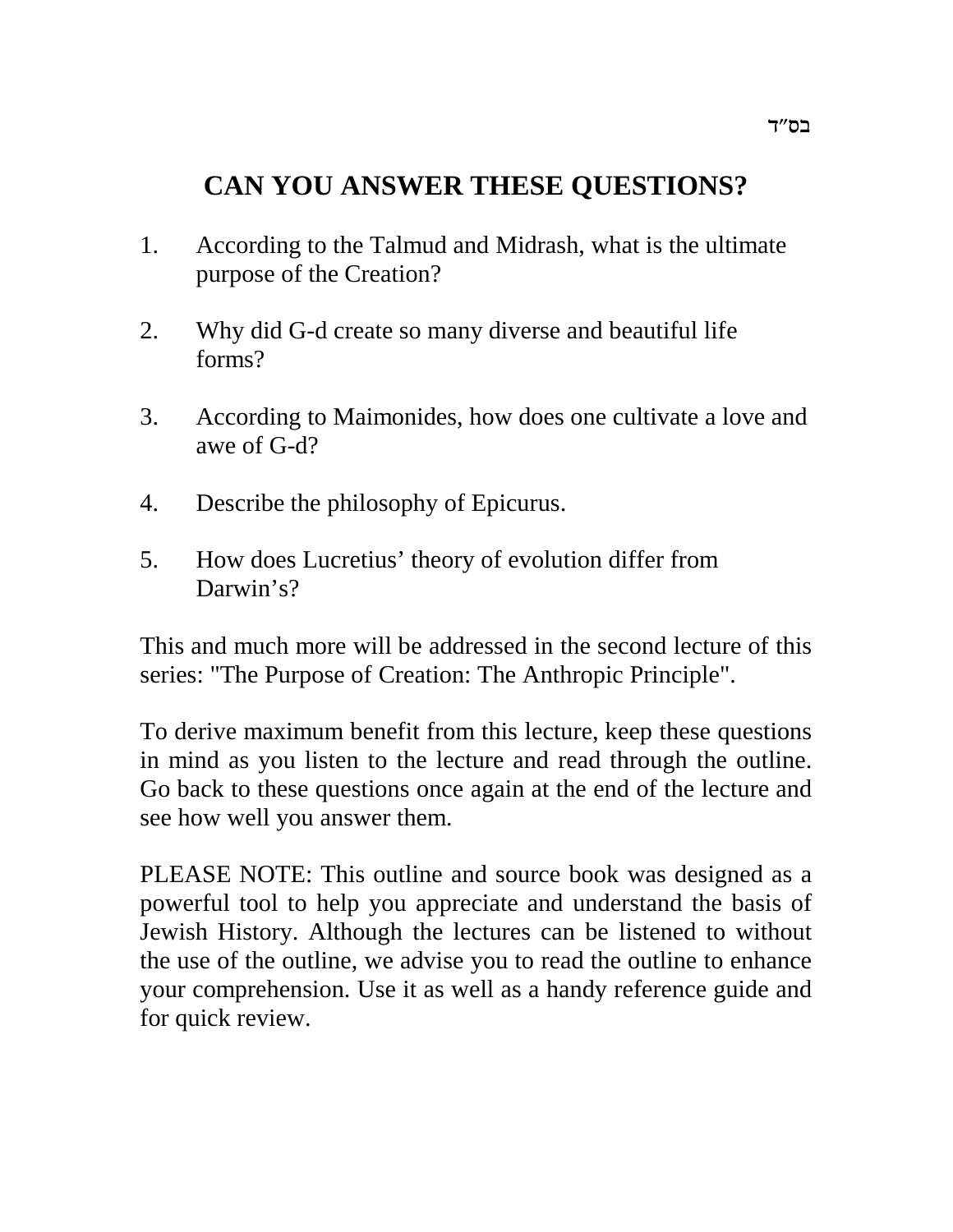בס"ד

# CAN YOU ANSWER THESE QUESTIONS?

1. According to the Talmud and Midrash, what is the ultimate purpose of the Creation?

2. Why did G-d create so many diverse and beautiful life forms?

3. According to Maimonides, how does one cultivate a love and awe of G-d?

4. Describe the philosophy of Epicurus.

5. How does Lucretius' theory of evolution differ from Darwin's?

This and much more will be addressed in the second lecture of this series: "The Purpose of Creation: The Anthropic Principle".

To derive maximum benefit from this lecture, keep these questions in mind as you listen to the lecture and read through the outline. Go back to these questions once again at the end of the lecture and see how well you answer them.

PLEASE NOTE: This outline and source book was designed as a powerful tool to help you appreciate and understand the basis of Jewish History. Although the lectures can be listened to without the use of the outline, we advise you to read the outline to enhance your comprehension. Use it as well as a handy reference guide and for quick review.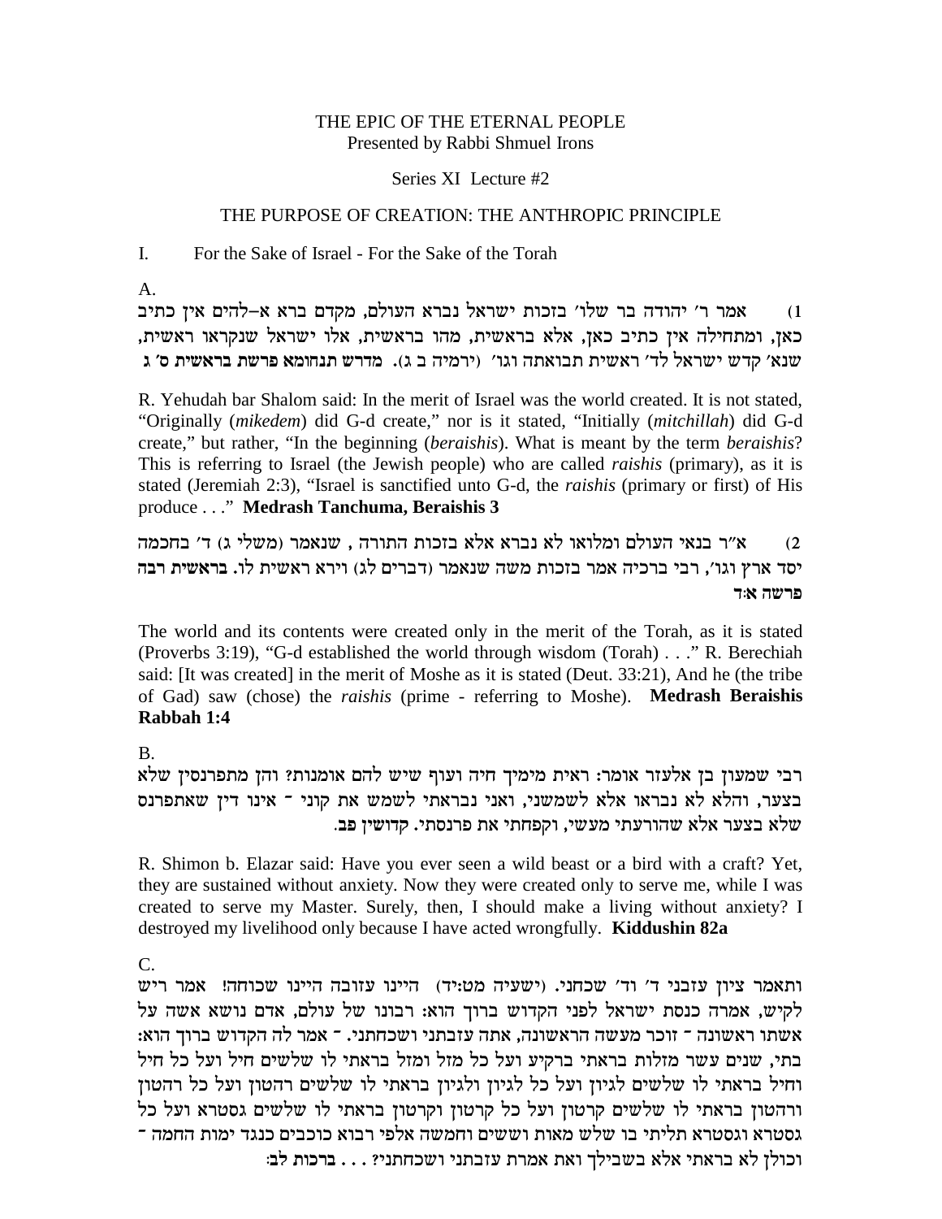THE EPIC OF THE ETERNAL PEOPLE
Presented by Rabbi Shmuel Irons

Series XI Lecture #2

## THE PURPOSE OF CREATION: THE ANTHROPIC PRINCIPLE

I. For the Sake of Israel - For the Sake of the Torah

A.

1) אמר ר' יהודה בר שלו' בזכות ישראל נברא העולם, מקדם ברא א-להים אין כתיב כאן, ומתחילה אין כתיב כאן, אלא בראשית, מהו בראשית, אלו ישראל שנקראו ראשית, שנא' קדש ישראל לד' ראשית תבואתה וגו' (ירמיה ב ג). **מדרש תנחומא פרשת בראשית ס' ג**

R. Yehudah bar Shalom said: In the merit of Israel was the world created. It is not stated, "Originally (*mikedem*) did G-d create," nor is it stated, "Initially (*mitchillah*) did G-d create," but rather, "In the beginning (*beraishis*). What is meant by the term *beraishis*? This is referring to Israel (the Jewish people) who are called *raishis* (primary), as it is stated (Jeremiah 2:3), "Israel is sanctified unto G-d, the *raishis* (primary or first) of His produce . . ." **Medrash Tanchuma, Beraishis 3**

2) א"ר בנאי העולם ומלואו לא נברא אלא בזכות התורה , שנאמר (משלי ג) ד' בחכמה יסד ארץ וגו', רבי ברכיה אמר בזכות משה שנאמר (דברים לג) וירא ראשית לו. **בראשית רבה פרשה א:ד**

The world and its contents were created only in the merit of the Torah, as it is stated (Proverbs 3:19), "G-d established the world through wisdom (Torah) . . ." R. Berechiah said: [It was created] in the merit of Moshe as it is stated (Deut. 33:21), And he (the tribe of Gad) saw (chose) the *raishis* (prime - referring to Moshe). **Medrash Beraishis Rabbah 1:4**

B.

רבי שמעון בן אלעזר אומר: ראית מימיך חיה ועוף שיש להם אומנות? והן מתפרנסין שלא בצער, והלא לא נבראו אלא לשמשני, ואני נבראתי לשמש את קוני - אינו דין שאתפרנס שלא בצער אלא שהורעתי מעשי, וקפחתי את פרנסתי. **קדושין פב.**

R. Shimon b. Elazar said: Have you ever seen a wild beast or a bird with a craft? Yet, they are sustained without anxiety. Now they were created only to serve me, while I was created to serve my Master. Surely, then, I should make a living without anxiety? I destroyed my livelihood only because I have acted wrongfully. **Kiddushin 82a**

C.

ותאמר ציון עזבני ד' וד' שכחני. (ישעיה מט:יד) היינו עזובה היינו שכוחה! אמר ריש לקיש, אמרה כנסת ישראל לפני הקדוש ברוך הוא: רבונו של עולם, אדם נושא אשה על אשתו ראשונה - זוכר מעשה הראשונה, אתה עזבתני ושכחתני. - אמר לה הקדוש ברוך הוא: בתי, שנים עשר מזלות בראתי ברקיע ועל כל מזל ומזל בראתי לו שלשים חיל ועל כל חיל וחיל בראתי לו שלשים לגיון ועל כל לגיון ולגיון בראתי לו שלשים רהטון ועל כל רהטון ורהטון בראתי לו שלשים קרטון ועל כל קרטון וקרטון בראתי לו שלשים גסטרא ועל כל גסטרא וגסטרא תליתי בו שלש מאות וששים וחמשה אלפי רבוא כוכבים כנגד ימות החמה - וכולן לא בראתי אלא בשבילך ואת אמרת עזבתני ושכחתני? . . . **ברכות לב:**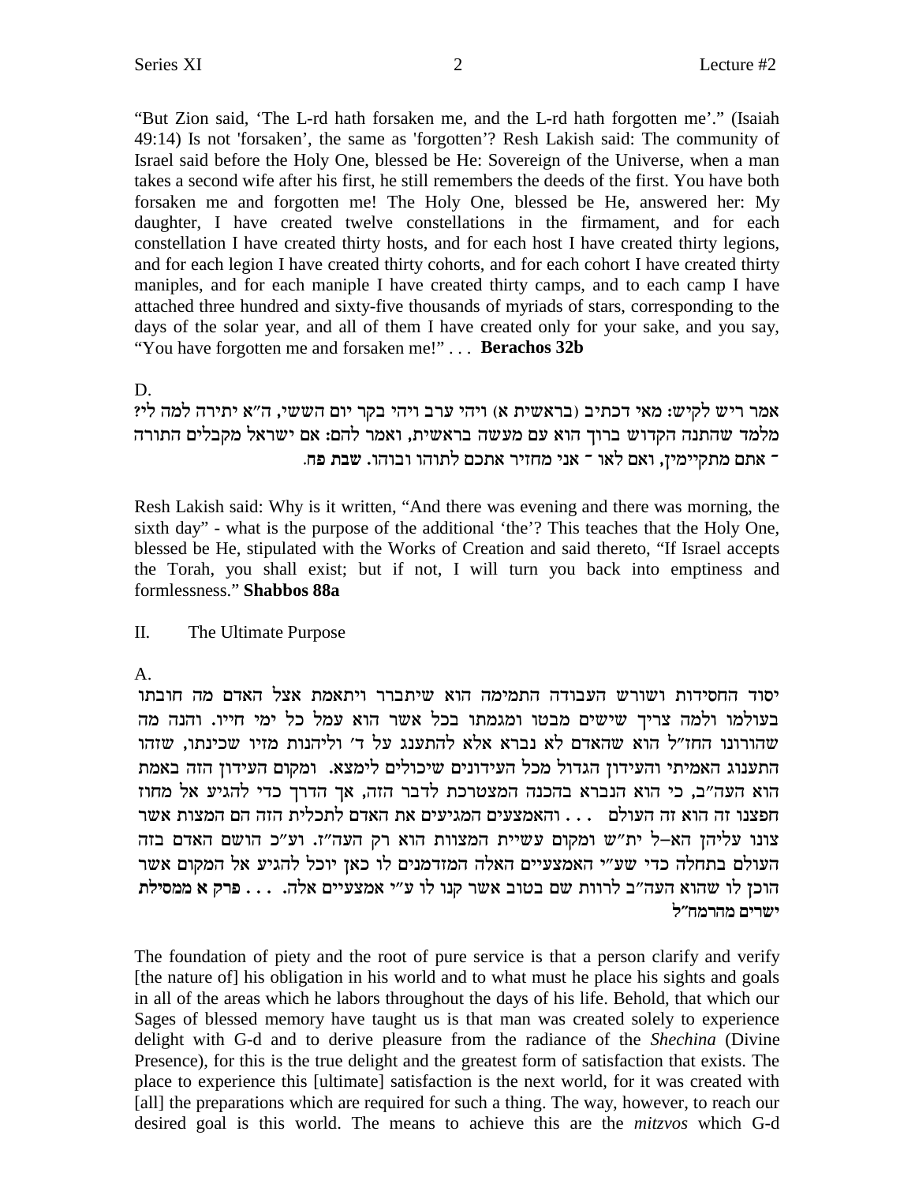"But Zion said, 'The L-rd hath forsaken me, and the L-rd hath forgotten me'." (Isaiah 49:14) Is not 'forsaken', the same as 'forgotten'? Resh Lakish said: The community of Israel said before the Holy One, blessed be He: Sovereign of the Universe, when a man takes a second wife after his first, he still remembers the deeds of the first. You have both forsaken me and forgotten me! The Holy One, blessed be He, answered her: My daughter, I have created twelve constellations in the firmament, and for each constellation I have created thirty hosts, and for each host I have created thirty legions, and for each legion I have created thirty cohorts, and for each cohort I have created thirty maniples, and for each maniple I have created thirty camps, and to each camp I have attached three hundred and sixty-five thousands of myriads of stars, corresponding to the days of the solar year, and all of them I have created only for your sake, and you say, "You have forgotten me and forsaken me!" . . . **Berachos 32b**

D.

אמר ריש לקיש: מאי דכתיב (בראשית א) ויהי ערב ויהי בקר יום הששי, ה"א יתירה למה לי? מלמד שהתנה הקדוש ברוך הוא עם מעשה בראשית, ואמר להם: אם ישראל מקבלים התורה - אתם מתקיימין, ואם לאו - אני מחזיר אתכם לתוהו ובוהו. **שבת פח.**

Resh Lakish said: Why is it written, "And there was evening and there was morning, the sixth day" - what is the purpose of the additional 'the'? This teaches that the Holy One, blessed be He, stipulated with the Works of Creation and said thereto, "If Israel accepts the Torah, you shall exist; but if not, I will turn you back into emptiness and formlessness." **Shabbos 88a**

II. The Ultimate Purpose

A.

יסוד החסידות ושורש העבודה התמימה הוא שיתברר ויתאמת אצל האדם מה חובתו בעולמו ולמה צריך שישים מבטו ומגמתו בכל אשר הוא עמל כל ימי חייו. והנה מה שהורונו החז"ל הוא שהאדם לא נברא אלא להתענג על ד' וליהנות מזיו שכינתו, שזהו התענוג האמיתי והעידון הגדול מכל העידונים שיכולים לימצא. ומקום העידון הזה באמת הוא העה"ב, כי הוא הנברא בהכנה המצטרכת לדבר הזה, אך הדרך כדי להגיע אל מחוז חפצנו זה הוא זה העולם . . . והאמצעים המגיעים את האדם לתכלית הזה הם המצות אשר צונו עליהן הא-ל ית"ש ומקום עשיית המצוות הוא רק העה"ז. וע"כ הושם האדם בזה העולם בתחלה כדי שע"י האמצעיים האלה המזדמנים לו כאן יוכל להגיע אל המקום אשר הוכן לו שהוא העה"ב לרוות שם בטוב אשר קנו לו ע"י אמצעיים אלה. . . . **פרק א ממסילת ישרים מהרמח"ל**

The foundation of piety and the root of pure service is that a person clarify and verify [the nature of] his obligation in his world and to what must he place his sights and goals in all of the areas which he labors throughout the days of his life. Behold, that which our Sages of blessed memory have taught us is that man was created solely to experience delight with G-d and to derive pleasure from the radiance of the *Shechina* (Divine Presence), for this is the true delight and the greatest form of satisfaction that exists. The place to experience this [ultimate] satisfaction is the next world, for it was created with [all] the preparations which are required for such a thing. The way, however, to reach our desired goal is this world. The means to achieve this are the *mitzvos* which G-d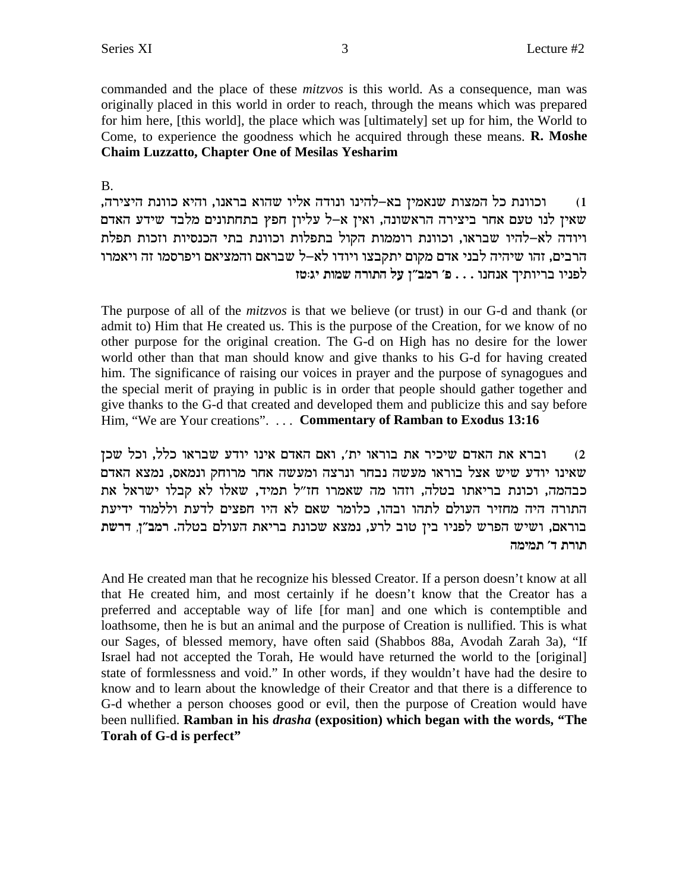commanded and the place of these *mitzvos* is this world. As a consequence, man was originally placed in this world in order to reach, through the means which was prepared for him here, [this world], the place which was [ultimately] set up for him, the World to Come, to experience the goodness which he acquired through these means. **R. Moshe Chaim Luzzatto, Chapter One of Mesilas Yesharim**

B.

1) וכוונת כל המצות שנאמין בא–להינו ונודה אליו שהוא בראנו, והיא כוונת היצירה, שאין לנו טעם אחר ביצירה הראשונה, ואין א–ל עליון חפץ בתחתונים מלבד שידע האדם ויודה לא–להיו שבראו, וכוונת רוממות הקול בתפלות וכוונת בתי הכנסיות וזכות תפלת הרבים, זהו שיהיה לבני אדם מקום יתקבצו ויודו לא–ל שבראם והמציאם ויפרסמו זה ויאמרו לפניו בריותיך אנחנו . . . **פ׳ רמב״ן על התורה שמות יג:טז**

The purpose of all of the *mitzvos* is that we believe (or trust) in our G-d and thank (or admit to) Him that He created us. This is the purpose of the Creation, for we know of no other purpose for the original creation. The G-d on High has no desire for the lower world other than that man should know and give thanks to his G-d for having created him. The significance of raising our voices in prayer and the purpose of synagogues and the special merit of praying in public is in order that people should gather together and give thanks to the G-d that created and developed them and publicize this and say before Him, "We are Your creations". . . . **Commentary of Ramban to Exodus 13:16**

2) וברא את האדם שיכיר את בוראו ית׳, ואם האדם אינו יודע שבראו כלל, וכל שכן שאינו יודע שיש אצל בוראו מעשה נבחר ונרצה ומעשה אחר מרוחק ונמאס, נמצא האדם כבהמה, וכונת בריאתו בטלה, וזהו מה שאמרו חז״ל תמיד, שאלו לא קבלו ישראל את התורה היה מחזיר העולם לתהו ובהו, כלומר שאם לא היו חפצים לדעת וללמוד ידיעת בוראם, ושיש הפרש לפניו בין טוב לרע, נמצא שכונת בריאת העולם בטלה. **רמב״ן, דרשת תורת ד׳ תמימה**

And He created man that he recognize his blessed Creator. If a person doesn't know at all that He created him, and most certainly if he doesn't know that the Creator has a preferred and acceptable way of life [for man] and one which is contemptible and loathsome, then he is but an animal and the purpose of Creation is nullified. This is what our Sages, of blessed memory, have often said (Shabbos 88a, Avodah Zarah 3a), "If Israel had not accepted the Torah, He would have returned the world to the [original] state of formlessness and void." In other words, if they wouldn't have had the desire to know and to learn about the knowledge of their Creator and that there is a difference to G-d whether a person chooses good or evil, then the purpose of Creation would have been nullified. **Ramban in his *drasha* (exposition) which began with the words, "The Torah of G-d is perfect"**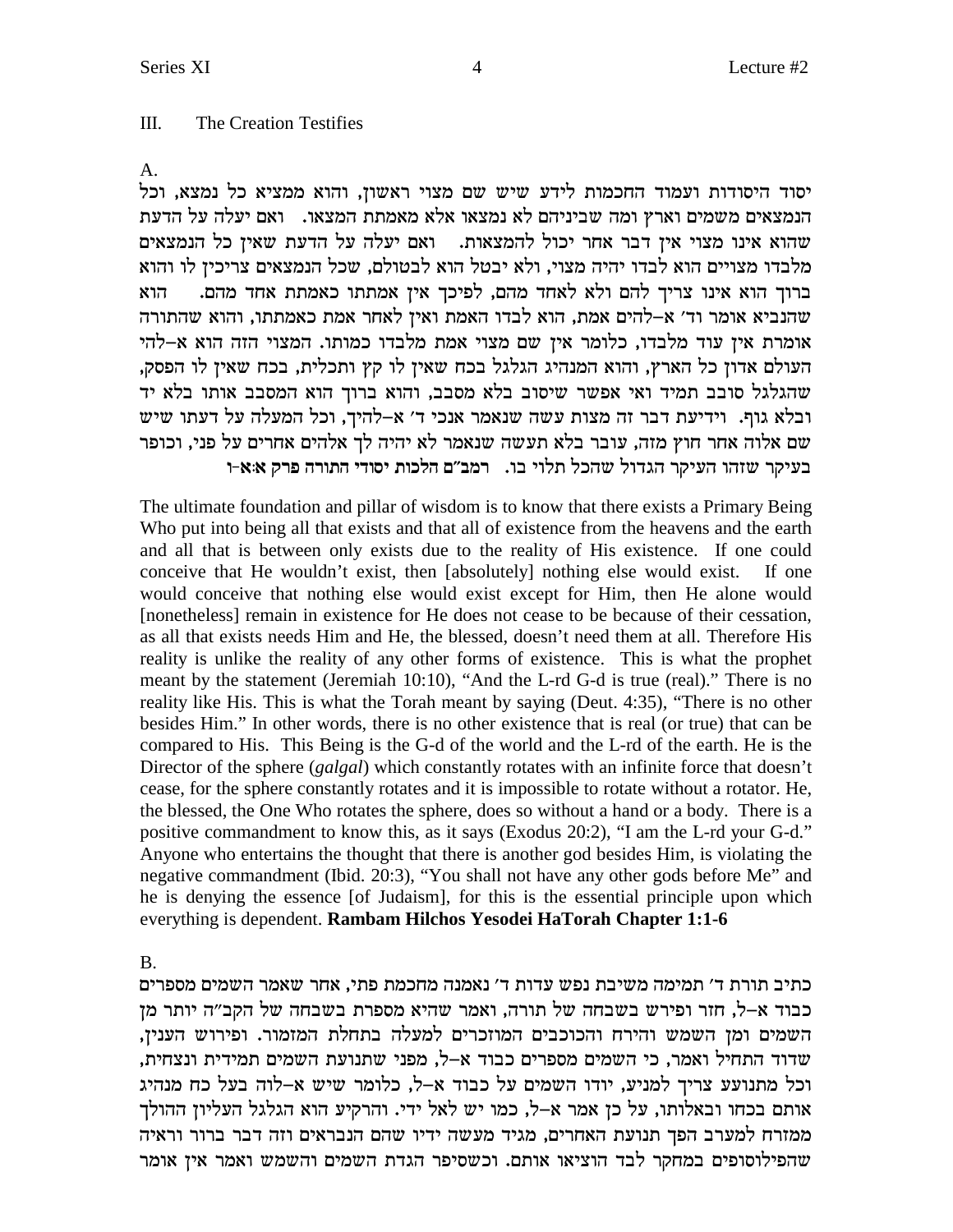## III. The Creation Testifies

A.

יסוד היסודות ועמוד החכמות לידע שיש שם מצוי ראשון, והוא ממציא כל נמצא, וכל הנמצאים משמים וארץ ומה שביניהם לא נמצאו אלא מאמתת המצאו. ואם יעלה על הדעת שהוא אינו מצוי אין דבר אחר יכול להמצאות. ואם יעלה על הדעת שאין כל הנמצאים מלבדו מצויים הוא לבדו יהיה מצוי, ולא יבטל הוא לבטולם, שכל הנמצאים צריכין לו והוא ברוך הוא אינו צריך להם ולא לאחד מהם, לפיכך אין אמתתו כאמתת אחד מהם. הוא שהנביא אומר וד' א–להים אמת, הוא לבדו האמת ואין לאחר אמת כאמתתו, והוא שהתורה אומרת אין עוד מלבדו, כלומר אין שם מצוי אמת מלבדו כמותו. המצוי הזה הוא א–להי העולם אדון כל הארץ, והוא המנהיג הגלגל בכח שאין לו קץ ותכלית, בכח שאין לו הפסק, שהגלגל סובב תמיד ואי אפשר שיסוב בלא מסבב, והוא ברוך הוא המסבב אותו בלא יד ובלא גוף. וידיעת דבר זה מצות עשה שנאמר אנכי ד' א–להיך, וכל המעלה על דעתו שיש שם אלוה אחר חוץ מזה, עובר בלא תעשה שנאמר לא יהיה לך אלהים אחרים על פני, וכופר בעיקר שזהו העיקר הגדול שהכל תלוי בו. **רמב"ם הלכות יסודי התורה פרק א:א-ו**

The ultimate foundation and pillar of wisdom is to know that there exists a Primary Being Who put into being all that exists and that all of existence from the heavens and the earth and all that is between only exists due to the reality of His existence. If one could conceive that He wouldn't exist, then [absolutely] nothing else would exist. If one would conceive that nothing else would exist except for Him, then He alone would [nonetheless] remain in existence for He does not cease to be because of their cessation, as all that exists needs Him and He, the blessed, doesn't need them at all. Therefore His reality is unlike the reality of any other forms of existence. This is what the prophet meant by the statement (Jeremiah 10:10), "And the L-rd G-d is true (real)." There is no reality like His. This is what the Torah meant by saying (Deut. 4:35), "There is no other besides Him." In other words, there is no other existence that is real (or true) that can be compared to His. This Being is the G-d of the world and the L-rd of the earth. He is the Director of the sphere (*galgal*) which constantly rotates with an infinite force that doesn't cease, for the sphere constantly rotates and it is impossible to rotate without a rotator. He, the blessed, the One Who rotates the sphere, does so without a hand or a body. There is a positive commandment to know this, as it says (Exodus 20:2), "I am the L-rd your G-d." Anyone who entertains the thought that there is another god besides Him, is violating the negative commandment (Ibid. 20:3), "You shall not have any other gods before Me" and he is denying the essence [of Judaism], for this is the essential principle upon which everything is dependent. **Rambam Hilchos Yesodei HaTorah Chapter 1:1-6**

B.

כתיב תורת ד' תמימה משיבת נפש עדות ד' נאמנה מחכמת פתי, אחר שאמר השמים מספרים כבוד א–ל, חזר ופירש בשבחה של תורה, ואמר שהיא מספרת בשבחה של הקב"ה יותר מן השמים ומן השמש והירח והכוכבים המוזכרים למעלה בתחלת המזמור. ופירוש הענין, שדוד התחיל ואמר, כי השמים מספרים כבוד א–ל, מפני שתנועת השמים תמידית ונצחית, וכל מתנועע צריך למניע, יודו השמים על כבוד א–ל, כלומר שיש א–לוה בעל כח מנהיג אותם בכחו ובאלותו, על כן אמר א–ל, כמו יש לאל ידי. והרקיע הוא הגלגל העליון ההולך ממזרח למערב הפך תנועת האחרים, מגיד מעשה ידיו שהם הנבראים וזה דבר ברור וראיה שהפילוסופים במחקר לבד הוציאו אותם. וכשסיפר הגדת השמים והשמש ואמר אין אומר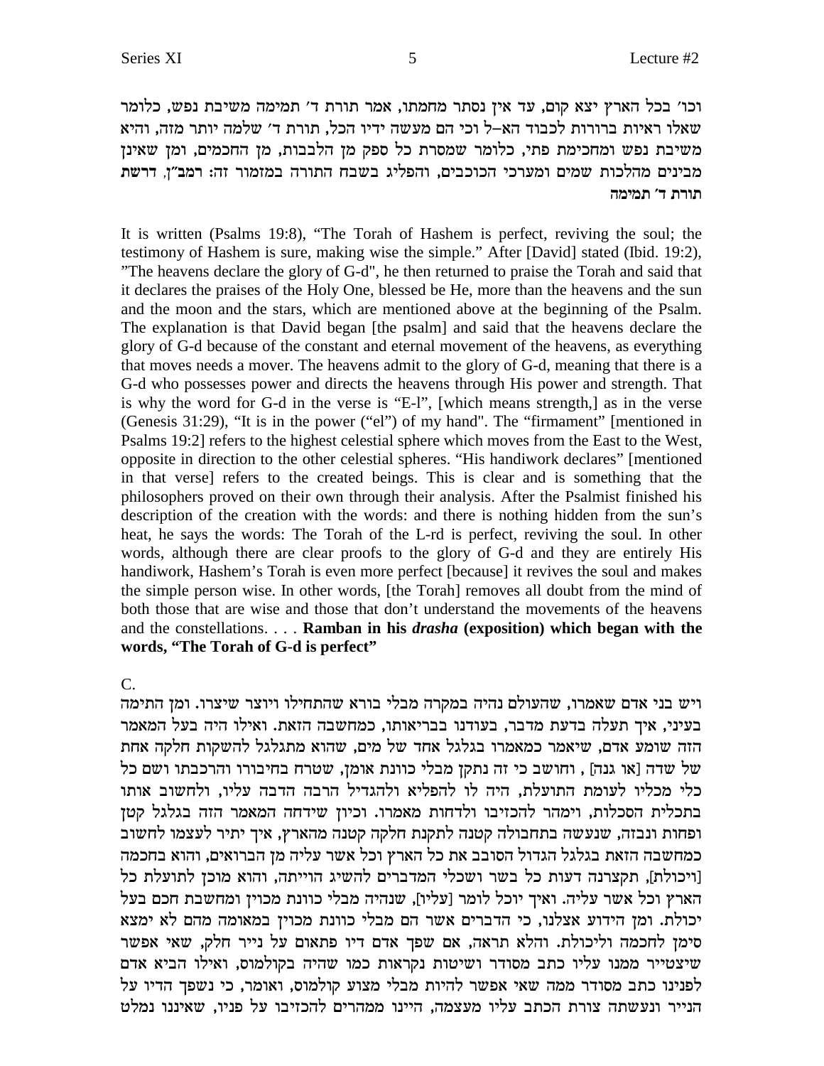וכו׳ בכל הארץ יצא קום, עד אין נסתר מחמתו, אמר תורת ד׳ תמימה משיבת נפש, כלומר שאלו ראיות ברורות לכבוד הא-ל וכי הם מעשה ידיו הכל, תורת ד׳ שלמה יותר מזה, והיא משיבת נפש ומחכימת פתי, כלומר שמסרת כל ספק מן הלבבות, מן החכמים, ומן שאינן מבינים מהלכות שמים ומערכי הכוכבים, והפליג בשבח התורה במזמור זה: **רמב״ן, דרשת תורת ד׳ תמימה**

It is written (Psalms 19:8), "The Torah of Hashem is perfect, reviving the soul; the testimony of Hashem is sure, making wise the simple." After [David] stated (Ibid. 19:2), "The heavens declare the glory of G-d", he then returned to praise the Torah and said that it declares the praises of the Holy One, blessed be He, more than the heavens and the sun and the moon and the stars, which are mentioned above at the beginning of the Psalm. The explanation is that David began [the psalm] and said that the heavens declare the glory of G-d because of the constant and eternal movement of the heavens, as everything that moves needs a mover. The heavens admit to the glory of G-d, meaning that there is a G-d who possesses power and directs the heavens through His power and strength. That is why the word for G-d in the verse is "E-l", [which means strength,] as in the verse (Genesis 31:29), "It is in the power ("el") of my hand". The "firmament" [mentioned in Psalms 19:2] refers to the highest celestial sphere which moves from the East to the West, opposite in direction to the other celestial spheres. "His handiwork declares" [mentioned in that verse] refers to the created beings. This is clear and is something that the philosophers proved on their own through their analysis. After the Psalmist finished his description of the creation with the words: and there is nothing hidden from the sun's heat, he says the words: The Torah of the L-rd is perfect, reviving the soul. In other words, although there are clear proofs to the glory of G-d and they are entirely His handiwork, Hashem's Torah is even more perfect [because] it revives the soul and makes the simple person wise. In other words, [the Torah] removes all doubt from the mind of both those that are wise and those that don't understand the movements of the heavens and the constellations. . . . **Ramban in his *drasha* (exposition) which began with the words, "The Torah of G-d is perfect"**

C.

ויש בני אדם שאמרו, שהעולם נהיה במקרה מבלי בורא שהתחילו ויוצר שיצרו. ומן התימה בעיני, איך תעלה בדעת מדבר, בעודנו בבריאותו, כמחשבה הזאת. ואילו היה בעל המאמר הזה שומע אדם, שיאמר כמאמרו בגלגל אחד של מים, שהוא מתגלגל להשקות חלקה אחת של שדה [או גנה] , וחושב כי זה נתקן מבלי כוונת אומן, שטרח בחיבורו והרכבתו ושם כל כלי מכליו לעומת התועלת, היה לו להפליא ולהגדיל הרבה הדבה עליו, ולחשוב אותו בתכלית הסכלות, וימהר להכזיבו ולדחות מאמרו. וכיון שידחה המאמר הזה בגלגל קטן ופחות ונבזה, שנעשה בתחבולה קטנה לתקנת חלקה קטנה מהארץ, איך יתיר לעצמו לחשוב כמחשבה הזאת בגלגל הגדול הסובב את כל הארץ וכל אשר עליה מן הברואים, והוא בחכמה [ויכולת], תקצרנה דעות כל בשר ושכלי המדברים להשיג הוייתה, והוא מוכן לתועלת כל הארץ וכל אשר עליה. ואיך יוכל לומר [עליו], שנהיה מבלי כוונת מכוין ומחשבת חכם בעל יכולת. ומן הידוע אצלנו, כי הדברים אשר הם מבלי כוונת מכוין במאומה מהם לא ימצא סימן לחכמה וליכולת. והלא תראה, אם שפך אדם דיו פתאום על נייר חלק, שאי אפשר שיצטייר ממנו עליו כתב מסודר ושיטות נקראות כמו שהיה בקולמוס, ואילו הביא אדם לפנינו כתב מסודר ממה שאי אפשר להיות מבלי מצוע קולמוס, ואומר, כי נשפך הדיו על הנייר ונעשתה צורת הכתב עליו מעצמה, היינו ממהרים להכזיבו על פניו, שאיננו נמלט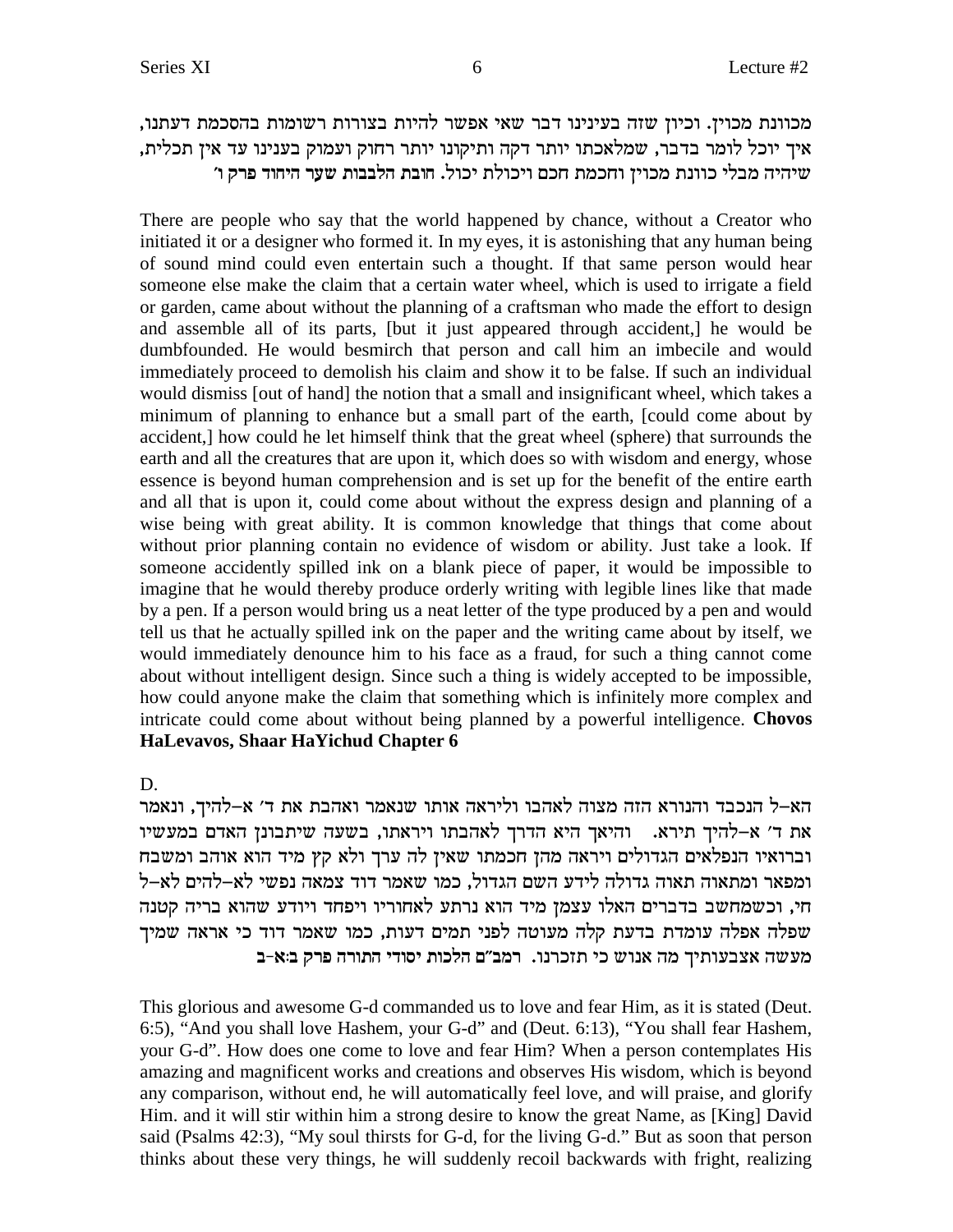מכוונת מכוין. וכיון שזה בעינינו דבר שאי אפשר להיות בצורות רשומות בהסכמת דעתנו, איך יוכל לומר בדבר, שמלאכתו יותר דקה ותיקונו יותר רחוק ועמוק בעננו עד אין תכלית, שיהיה מבלי כוונת מכוין וחכמת חכם ויכולת יכול. **חובת הלבבות שער היחוד פרק ו'**

There are people who say that the world happened by chance, without a Creator who initiated it or a designer who formed it. In my eyes, it is astonishing that any human being of sound mind could even entertain such a thought. If that same person would hear someone else make the claim that a certain water wheel, which is used to irrigate a field or garden, came about without the planning of a craftsman who made the effort to design and assemble all of its parts, [but it just appeared through accident,] he would be dumbfounded. He would besmirch that person and call him an imbecile and would immediately proceed to demolish his claim and show it to be false. If such an individual would dismiss [out of hand] the notion that a small and insignificant wheel, which takes a minimum of planning to enhance but a small part of the earth, [could come about by accident,] how could he let himself think that the great wheel (sphere) that surrounds the earth and all the creatures that are upon it, which does so with wisdom and energy, whose essence is beyond human comprehension and is set up for the benefit of the entire earth and all that is upon it, could come about without the express design and planning of a wise being with great ability. It is common knowledge that things that come about without prior planning contain no evidence of wisdom or ability. Just take a look. If someone accidently spilled ink on a blank piece of paper, it would be impossible to imagine that he would thereby produce orderly writing with legible lines like that made by a pen. If a person would bring us a neat letter of the type produced by a pen and would tell us that he actually spilled ink on the paper and the writing came about by itself, we would immediately denounce him to his face as a fraud, for such a thing cannot come about without intelligent design. Since such a thing is widely accepted to be impossible, how could anyone make the claim that something which is infinitely more complex and intricate could come about without being planned by a powerful intelligence. **Chovos HaLevavos, Shaar HaYichud Chapter 6**

D.

הא–ל הנכבד והנורא הזה מצוה לאהבו וליראה אותו שנאמר ואהבת את ד' א–להיך, ונאמר את ד' א–להיך תירא. והיאך היא הדרך לאהבתו ויראתו, בשעה שיתבונן האדם במעשיו וברואיו הנפלאים הגדולים ויראה מהן חכמתו שאין לה ערך ולא קץ מיד הוא אוהב ומשבח ומפאר ומתאוה תאוה גדולה לידע השם הגדול, כמו שאמר דוד צמאה נפשי לא–להים לא–ל חי, וכשמחשב בדברים האלו עצמן מיד הוא נרתע לאחוריו ויפחד ויודע שהוא בריה קטנה שפלה אפלה עומדת בדעת קלה מעוטה לפני תמים דעות, כמו שאמר דוד כי אראה שמיך מעשה אצבעותיך מה אנוש כי תזכרנו. **רמב"ם הלכות יסודי התורה פרק ב:א-ב**

This glorious and awesome G-d commanded us to love and fear Him, as it is stated (Deut. 6:5), "And you shall love Hashem, your G-d" and (Deut. 6:13), "You shall fear Hashem, your G-d". How does one come to love and fear Him? When a person contemplates His amazing and magnificent works and creations and observes His wisdom, which is beyond any comparison, without end, he will automatically feel love, and will praise, and glorify Him. and it will stir within him a strong desire to know the great Name, as [King] David said (Psalms 42:3), "My soul thirsts for G-d, for the living G-d." But as soon that person thinks about these very things, he will suddenly recoil backwards with fright, realizing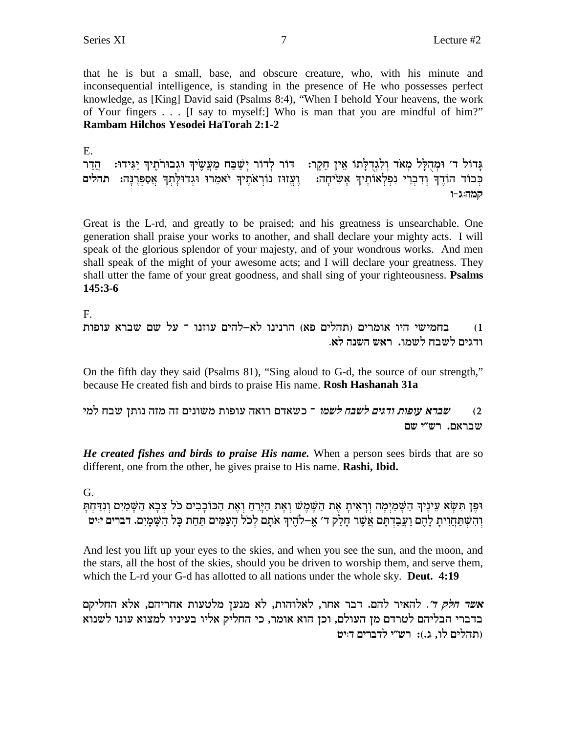that he is but a small, base, and obscure creature, who, with his minute and inconsequential intelligence, is standing in the presence of He who possesses perfect knowledge, as [King] David said (Psalms 8:4), "When I behold Your heavens, the work of Your fingers . . . [I say to myself:] Who is man that you are mindful of him?" **Rambam Hilchos Yesodei HaTorah 2:1-2**

E.

גָּדוֹל ד' וּמְהֻלָּל מְאֹד וְלִגְדֻלָּתוֹ אֵין חֵקֶר: דּוֹר לְדוֹר יְשַׁבַּח מַעֲשֶׂיךָ וּגְבוּרֹתֶיךָ יַגִּידוּ: הֲדַר כְּבוֹד הוֹדֶךָ וְדִבְרֵי נִפְלְאוֹתֶיךָ אָשִׂיחָה: וֶעֱזוּז נוֹרְאֹתֶיךָ יֹאמֵרוּ וּגְדוּלָּתְךָ אֲסַפְּרֶנָּה: תהלים קמה:ג-ו

Great is the L-rd, and greatly to be praised; and his greatness is unsearchable. One generation shall praise your works to another, and shall declare your mighty acts. I will speak of the glorious splendor of your majesty, and of your wondrous works. And men shall speak of the might of your awesome acts; and I will declare your greatness. They shall utter the fame of your great goodness, and shall sing of your righteousness. **Psalms 145:3-6**

F.

1) בחמישי היו אומרים (תהלים פא) הרנינו לא-להים עוזנו - על שם שברא עופות ודגים לשבח לשמו. **ראש השנה לא.**

On the fifth day they said (Psalms 81), "Sing aloud to G-d, the source of our strength," because He created fish and birds to praise His name. **Rosh Hashanah 31a**

2) ***שברא עופות ודגים לשבח לשמו*** - כשאדם רואה עופות משונים זה מזה נותן שבח למי שבראם. **רש"י שם**

***He created fishes and birds to praise His name.*** When a person sees birds that are so different, one from the other, he gives praise to His name. **Rashi, Ibid.**

G.

וּפֶן תִּשָּׂא עֵינֶיךָ הַשָּׁמַיְמָה וְרָאִיתָ אֶת הַשֶּׁמֶשׁ וְאֶת הַיָּרֵחַ וְאֶת הַכּוֹכָבִים כֹּל צְבָא הַשָּׁמַיִם וְנִדַּחְתָּ וְהִשְׁתַּחֲוִיתָ לָהֶם וַעֲבַדְתָּם אֲשֶׁר חָלַק ד' אֱ-לֹהֶיךָ אֹתָם לְכֹל הָעַמִּים תַּחַת כָּל הַשָּׁמָיִם. **דברים ד:יט**

And lest you lift up your eyes to the skies, and when you see the sun, and the moon, and the stars, all the host of the skies, should you be driven to worship them, and serve them, which the L-rd your G-d has allotted to all nations under the whole sky. **Deut. 4:19**

***אשר חלק ד'.*** להאיר להם. דבר אחר, לאלוהות, לא מנען מלטעות אחריהם, אלא החליקם בדברי הבליהם לטרדם מן העולם, וכן הוא אומר, כי החליק אליו בעיניו למצוא עונו לשנוא (תהלים לו, ג.): **רש"י לדברים ד:יט**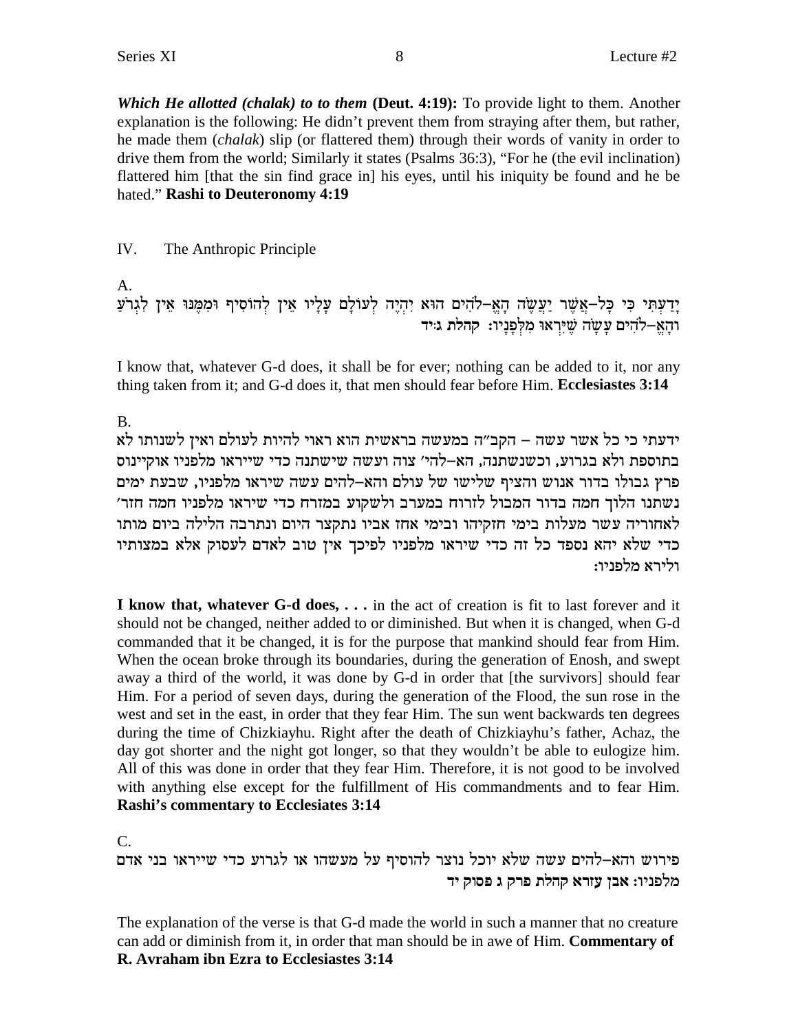***Which He allotted (chalak) to to them*** **(Deut. 4:19):** To provide light to them. Another explanation is the following: He didn't prevent them from straying after them, but rather, he made them (*chalak*) slip (or flattered them) through their words of vanity in order to drive them from the world; Similarly it states (Psalms 36:3), "For he (the evil inclination) flattered him [that the sin find grace in] his eyes, until his iniquity be found and he be hated." **Rashi to Deuteronomy 4:19**

## IV. The Anthropic Principle

A.

יָדַעְתִּי כִּי כָּל־אֲשֶׁר יַעֲשֶׂה הָאֱ–לֹהִים הוּא יִהְיֶה לְעוֹלָם עָלָיו אֵין לְהוֹסִיף וּמִמֶּנּוּ אֵין לִגְרֹעַ וְהָאֱ–לֹהִים עָשָׂה שֶׁיִּרְאוּ מִלְּפָנָיו: **קהלת ג:יד**

I know that, whatever G-d does, it shall be for ever; nothing can be added to it, nor any thing taken from it; and G-d does it, that men should fear before Him. **Ecclesiastes 3:14**

B.

ידעתי כי כל אשר עשה – הקב"ה במעשה בראשית הוא ראוי להיות לעולם ואין לשנותו לא בתוספת ולא בגרוע, וכשנשתנה, הא–להי' צוה ועשה שישתנה כדי שייראו מלפניו אוקיינוס פרץ גבולו בדור אנוש והציף שלישו של עולם והא–להים עשה שיראו מלפניו, שבעת ימים נשתנו הלוך חמה בדור המבול לזרוח במערב ולשקוע במזרח כדי שיראו מלפניו חמה חזר' לאחוריה עשר מעלות בימי חזקיהו ובימי אחז אביו נתקצר היום ונתרבה הלילה ביום מותו כדי שלא יהא נספד כל זה כדי שיראו מלפניו לפיכך אין טוב לאדם לעסוק אלא במצותיו ולירא מלפניו:

**I know that, whatever G-d does, . . .** in the act of creation is fit to last forever and it should not be changed, neither added to or diminished. But when it is changed, when G-d commanded that it be changed, it is for the purpose that mankind should fear from Him. When the ocean broke through its boundaries, during the generation of Enosh, and swept away a third of the world, it was done by G-d in order that [the survivors] should fear Him. For a period of seven days, during the generation of the Flood, the sun rose in the west and set in the east, in order that they fear Him. The sun went backwards ten degrees during the time of Chizkiayhu. Right after the death of Chizkiayhu's father, Achaz, the day got shorter and the night got longer, so that they wouldn't be able to eulogize him. All of this was done in order that they fear Him. Therefore, it is not good to be involved with anything else except for the fulfillment of His commandments and to fear Him. **Rashi's commentary to Ecclesiates 3:14**

C.

פירוש והא–להים עשה שלא יוכל נוצר להוסיף על מעשהו או לגרוע כדי שייראו בני אדם מלפניו: **אבן עזרא קהלת פרק ג פסוק יד**

The explanation of the verse is that G-d made the world in such a manner that no creature can add or diminish from it, in order that man should be in awe of Him. **Commentary of R. Avraham ibn Ezra to Ecclesiastes 3:14**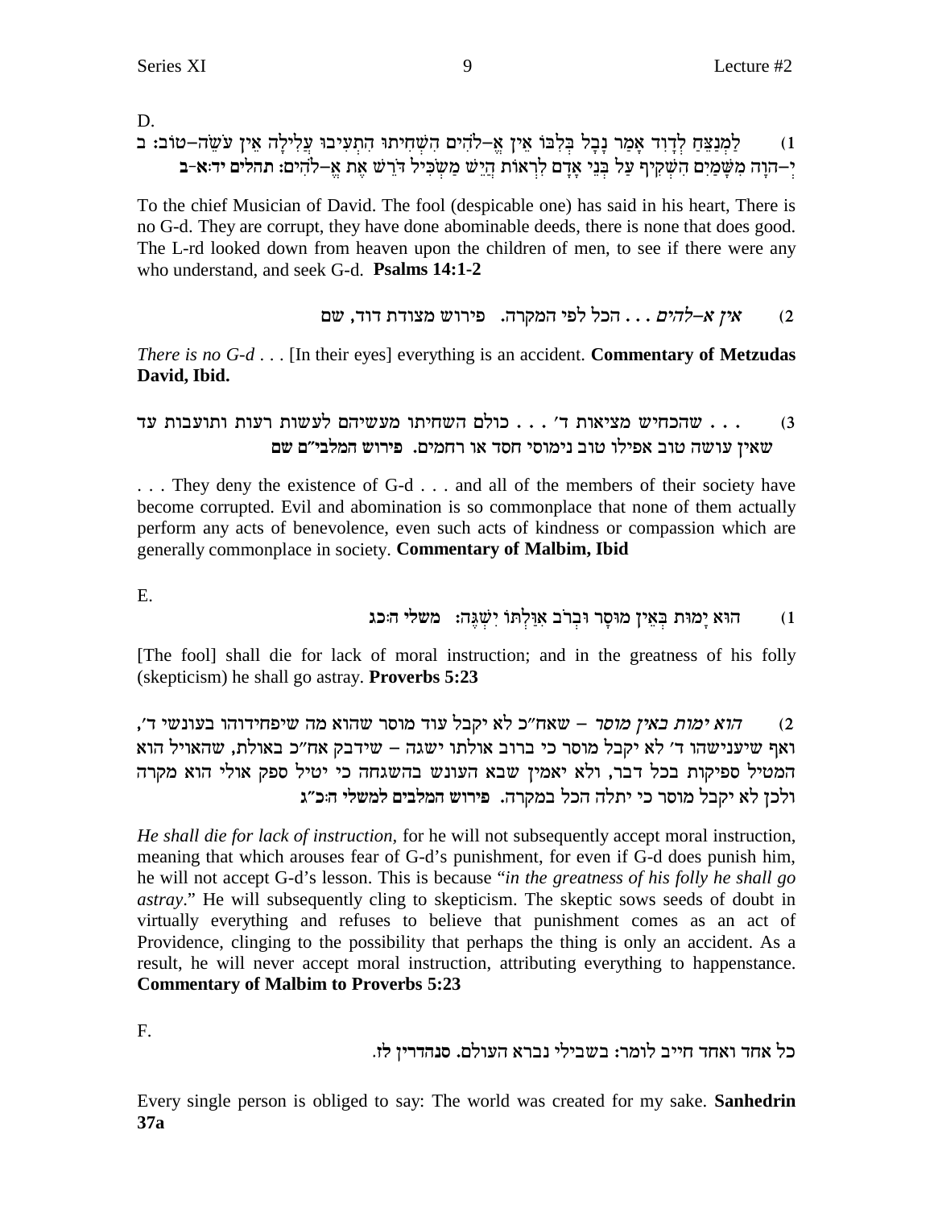D.

1) לַמְנַצֵּחַ לְדָוִד אָמַר נָבָל בְּלִבּוֹ אֵין אֱ–לֹהִים הִשְׁחִיתוּ הִתְעִיבוּ עֲלִילָה אֵין עֹשֵׂה–טוֹב: ב יְ–הוָה מִשָּׁמַיִם הִשְׁקִיף עַל בְּנֵי אָדָם לִרְאוֹת הֲיֵשׁ מַשְׂכִּיל דֹּרֵשׁ אֶת אֱ–לֹהִים: תהלים יד:א-ב

To the chief Musician of David. The fool (despicable one) has said in his heart, There is no G-d. They are corrupt, they have done abominable deeds, there is none that does good. The L-rd looked down from heaven upon the children of men, to see if there were any who understand, and seek G-d. **Psalms 14:1-2**

2) *אין א–להים* . . . הכל לפי המקרה. פירוש מצודת דוד, שם

*There is no G-d* . . . [In their eyes] everything is an accident. **Commentary of Metzudas David, Ibid.**

3) . . . שהכחיש מציאות ד׳ . . . כולם השחיתו מעשיהם לעשות רעות ותועבות עד שאין עושה טוב אפילו טוב נימוסי חסד או רחמים. פירוש המלבי״ם שם

. . . They deny the existence of G-d . . . and all of the members of their society have become corrupted. Evil and abomination is so commonplace that none of them actually perform any acts of benevolence, even such acts of kindness or compassion which are generally commonplace in society. **Commentary of Malbim, Ibid**

E.

1) הוּא יָמוּת בְּאֵין מוּסָר וּבְרֹב אִוַּלְתּוֹ יִשְׁגֶּה: משלי ה:כג

[The fool] shall die for lack of moral instruction; and in the greatness of his folly (skepticism) he shall go astray. **Proverbs 5:23**

2) *הוא ימות באין מוסר* – שאח״כ לא יקבל עוד מוסר שהוא מה שיפחידוהו בעונשי ד׳, ואף שיענישהו ד׳ לא יקבל מוסר כי ברוב אולתו ישגה – שידבק אח״כ באולת, שהאויל הוא המטיל ספיקות בכל דבר, ולא יאמין שבא העונש בהשגחה כי יטיל ספק אולי הוא מקרה ולכן לא יקבל מוסר כי יתלה הכל במקרה. פירוש המלבים למשלי ה:כ״ג

*He shall die for lack of instruction,* for he will not subsequently accept moral instruction, meaning that which arouses fear of G-d's punishment, for even if G-d does punish him, he will not accept G-d's lesson. This is because "*in the greatness of his folly he shall go astray*." He will subsequently cling to skepticism. The skeptic sows seeds of doubt in virtually everything and refuses to believe that punishment comes as an act of Providence, clinging to the possibility that perhaps the thing is only an accident. As a result, he will never accept moral instruction, attributing everything to happenstance. **Commentary of Malbim to Proverbs 5:23**

F.

כל אחד ואחד חייב לומר: בשבילי נברא העולם. סנהדרין לז.

Every single person is obliged to say: The world was created for my sake. **Sanhedrin 37a**